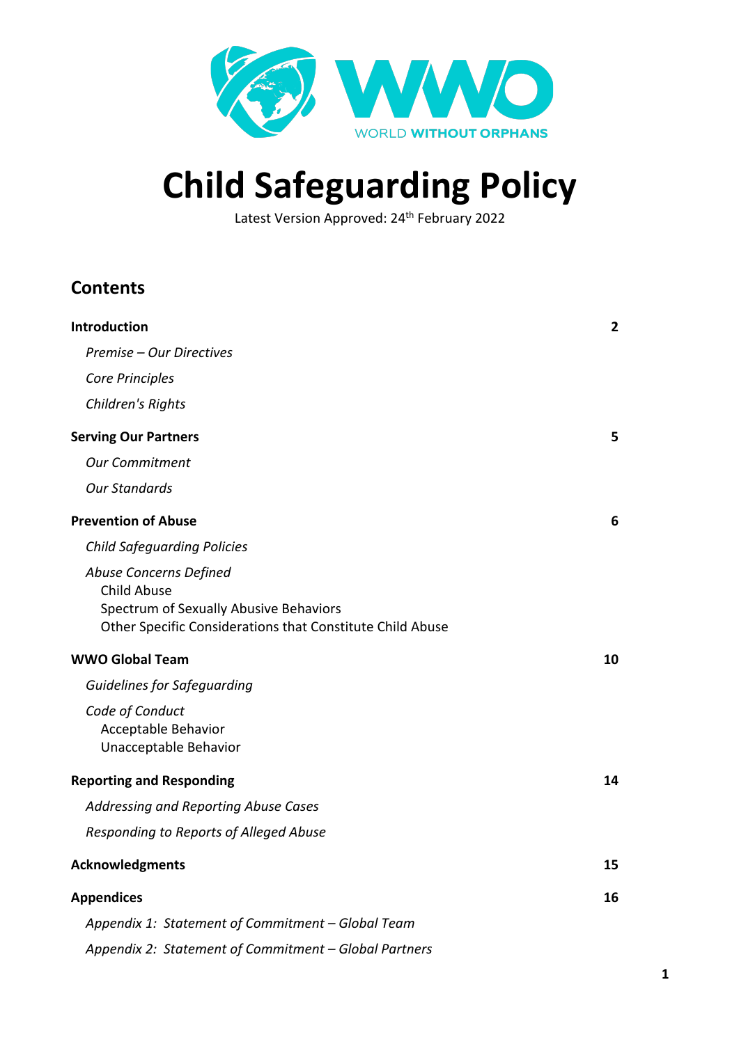WORLD WITHOUT ORPHANS

# Child Safeguarding Policy

Latest Version Approved: 24th February 2022

## Contents

| | |
|---|---|
| **Introduction** | **2** |
| *Premise – Our Directives* | |
| *Core Principles* | |
| *Children's Rights* | |
| **Serving Our Partners** | **5** |
| *Our Commitment* | |
| *Our Standards* | |
| **Prevention of Abuse** | **6** |
| *Child Safeguarding Policies* | |
| *Abuse Concerns Defined* | |
| Child Abuse | |
| Spectrum of Sexually Abusive Behaviors | |
| Other Specific Considerations that Constitute Child Abuse | |
| **WWO Global Team** | **10** |
| *Guidelines for Safeguarding* | |
| *Code of Conduct* | |
| Acceptable Behavior | |
| Unacceptable Behavior | |
| **Reporting and Responding** | **14** |
| *Addressing and Reporting Abuse Cases* | |
| *Responding to Reports of Alleged Abuse* | |
| **Acknowledgments** | **15** |
| **Appendices** | **16** |
| *Appendix 1: Statement of Commitment – Global Team* | |
| *Appendix 2: Statement of Commitment – Global Partners* | |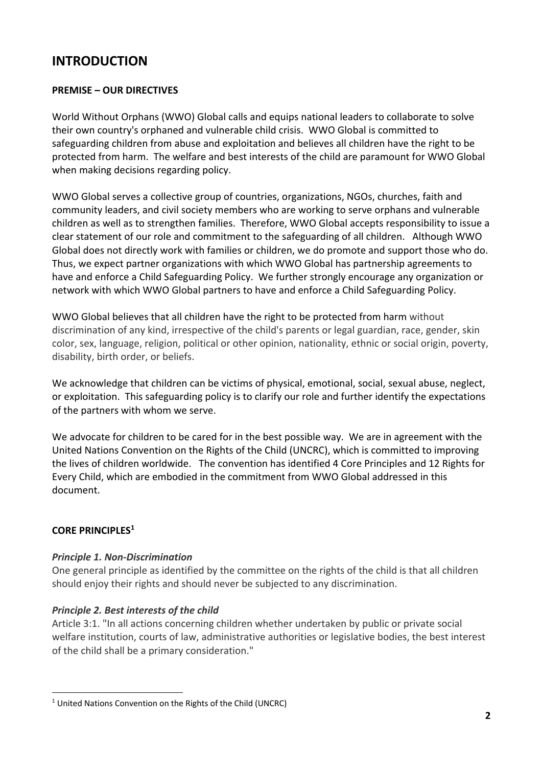# INTRODUCTION

**PREMISE – OUR DIRECTIVES**

World Without Orphans (WWO) Global calls and equips national leaders to collaborate to solve their own country's orphaned and vulnerable child crisis. WWO Global is committed to safeguarding children from abuse and exploitation and believes all children have the right to be protected from harm. The welfare and best interests of the child are paramount for WWO Global when making decisions regarding policy.

WWO Global serves a collective group of countries, organizations, NGOs, churches, faith and community leaders, and civil society members who are working to serve orphans and vulnerable children as well as to strengthen families. Therefore, WWO Global accepts responsibility to issue a clear statement of our role and commitment to the safeguarding of all children. Although WWO Global does not directly work with families or children, we do promote and support those who do. Thus, we expect partner organizations with which WWO Global has partnership agreements to have and enforce a Child Safeguarding Policy. We further strongly encourage any organization or network with which WWO Global partners to have and enforce a Child Safeguarding Policy.

WWO Global believes that all children have the right to be protected from harm without discrimination of any kind, irrespective of the child's parents or legal guardian, race, gender, skin color, sex, language, religion, political or other opinion, nationality, ethnic or social origin, poverty, disability, birth order, or beliefs.

We acknowledge that children can be victims of physical, emotional, social, sexual abuse, neglect, or exploitation. This safeguarding policy is to clarify our role and further identify the expectations of the partners with whom we serve.

We advocate for children to be cared for in the best possible way. We are in agreement with the United Nations Convention on the Rights of the Child (UNCRC), which is committed to improving the lives of children worldwide. The convention has identified 4 Core Principles and 12 Rights for Every Child, which are embodied in the commitment from WWO Global addressed in this document.

**CORE PRINCIPLES[1]**

***Principle 1. Non-Discrimination***

One general principle as identified by the committee on the rights of the child is that all children should enjoy their rights and should never be subjected to any discrimination.

***Principle 2. Best interests of the child***

Article 3:1. "In all actions concerning children whether undertaken by public or private social welfare institution, courts of law, administrative authorities or legislative bodies, the best interest of the child shall be a primary consideration."

[1] United Nations Convention on the Rights of the Child (UNCRC)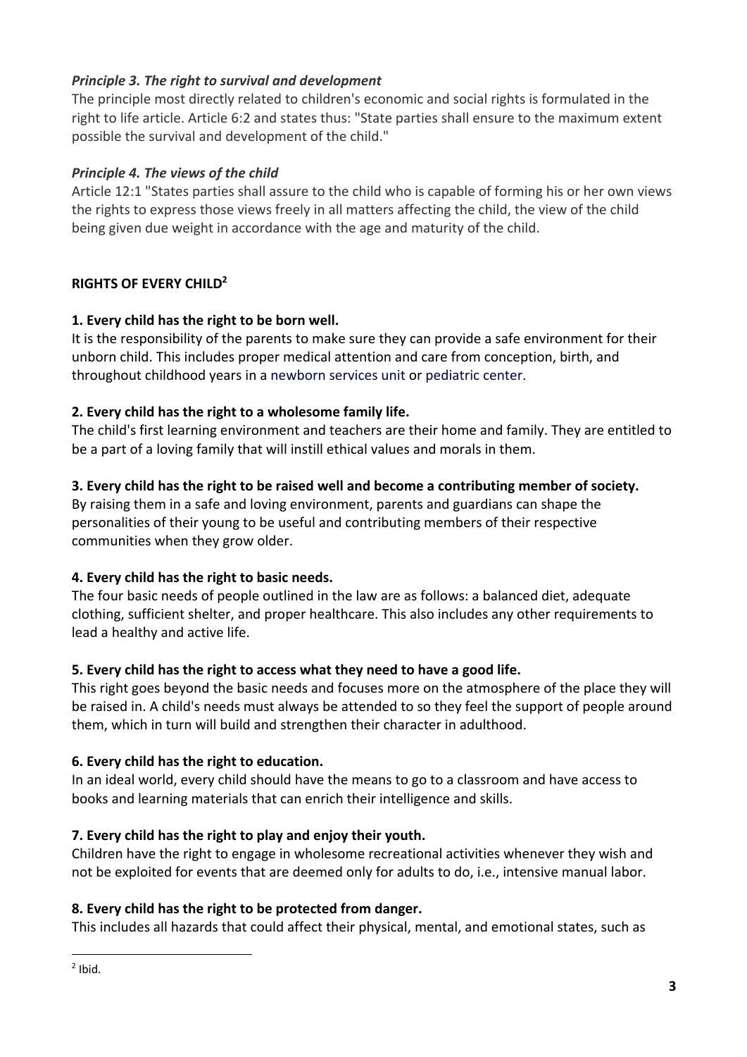*Principle 3. The right to survival and development*

The principle most directly related to children's economic and social rights is formulated in the right to life article. Article 6:2 and states thus: "State parties shall ensure to the maximum extent possible the survival and development of the child."

*Principle 4. The views of the child*

Article 12:1 "States parties shall assure to the child who is capable of forming his or her own views the rights to express those views freely in all matters affecting the child, the view of the child being given due weight in accordance with the age and maturity of the child.

**RIGHTS OF EVERY CHILD**[2]

**1. Every child has the right to be born well.**

It is the responsibility of the parents to make sure they can provide a safe environment for their unborn child. This includes proper medical attention and care from conception, birth, and throughout childhood years in a newborn services unit or pediatric center.

**2. Every child has the right to a wholesome family life.**

The child's first learning environment and teachers are their home and family. They are entitled to be a part of a loving family that will instill ethical values and morals in them.

**3. Every child has the right to be raised well and become a contributing member of society.**

By raising them in a safe and loving environment, parents and guardians can shape the personalities of their young to be useful and contributing members of their respective communities when they grow older.

**4. Every child has the right to basic needs.**

The four basic needs of people outlined in the law are as follows: a balanced diet, adequate clothing, sufficient shelter, and proper healthcare. This also includes any other requirements to lead a healthy and active life.

**5. Every child has the right to access what they need to have a good life.**

This right goes beyond the basic needs and focuses more on the atmosphere of the place they will be raised in. A child's needs must always be attended to so they feel the support of people around them, which in turn will build and strengthen their character in adulthood.

**6. Every child has the right to education.**

In an ideal world, every child should have the means to go to a classroom and have access to books and learning materials that can enrich their intelligence and skills.

**7. Every child has the right to play and enjoy their youth.**

Children have the right to engage in wholesome recreational activities whenever they wish and not be exploited for events that are deemed only for adults to do, i.e., intensive manual labor.

**8. Every child has the right to be protected from danger.**

This includes all hazards that could affect their physical, mental, and emotional states, such as

[2] Ibid.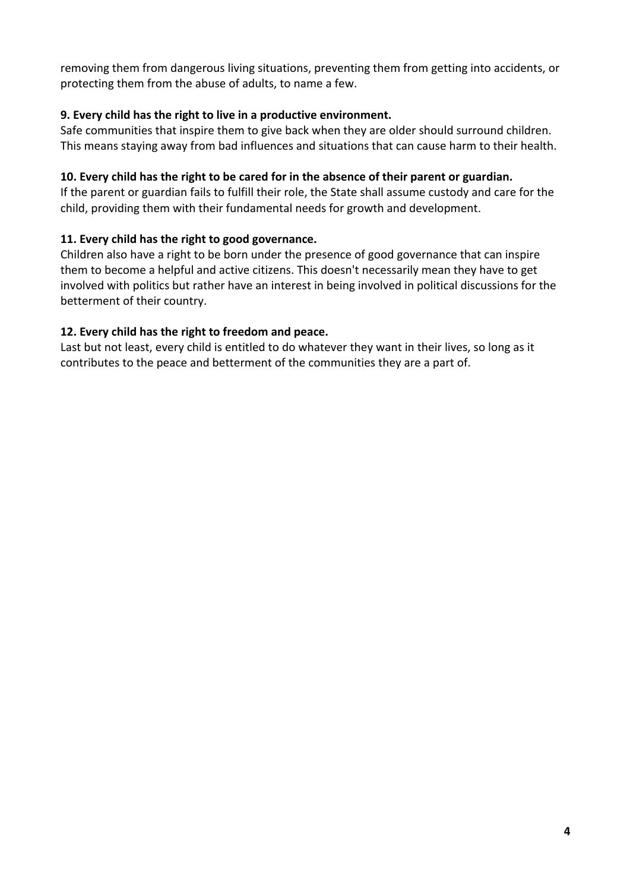removing them from dangerous living situations, preventing them from getting into accidents, or protecting them from the abuse of adults, to name a few.

**9. Every child has the right to live in a productive environment.**

Safe communities that inspire them to give back when they are older should surround children. This means staying away from bad influences and situations that can cause harm to their health.

**10. Every child has the right to be cared for in the absence of their parent or guardian.**

If the parent or guardian fails to fulfill their role, the State shall assume custody and care for the child, providing them with their fundamental needs for growth and development.

**11. Every child has the right to good governance.**

Children also have a right to be born under the presence of good governance that can inspire them to become a helpful and active citizens. This doesn't necessarily mean they have to get involved with politics but rather have an interest in being involved in political discussions for the betterment of their country.

**12. Every child has the right to freedom and peace.**

Last but not least, every child is entitled to do whatever they want in their lives, so long as it contributes to the peace and betterment of the communities they are a part of.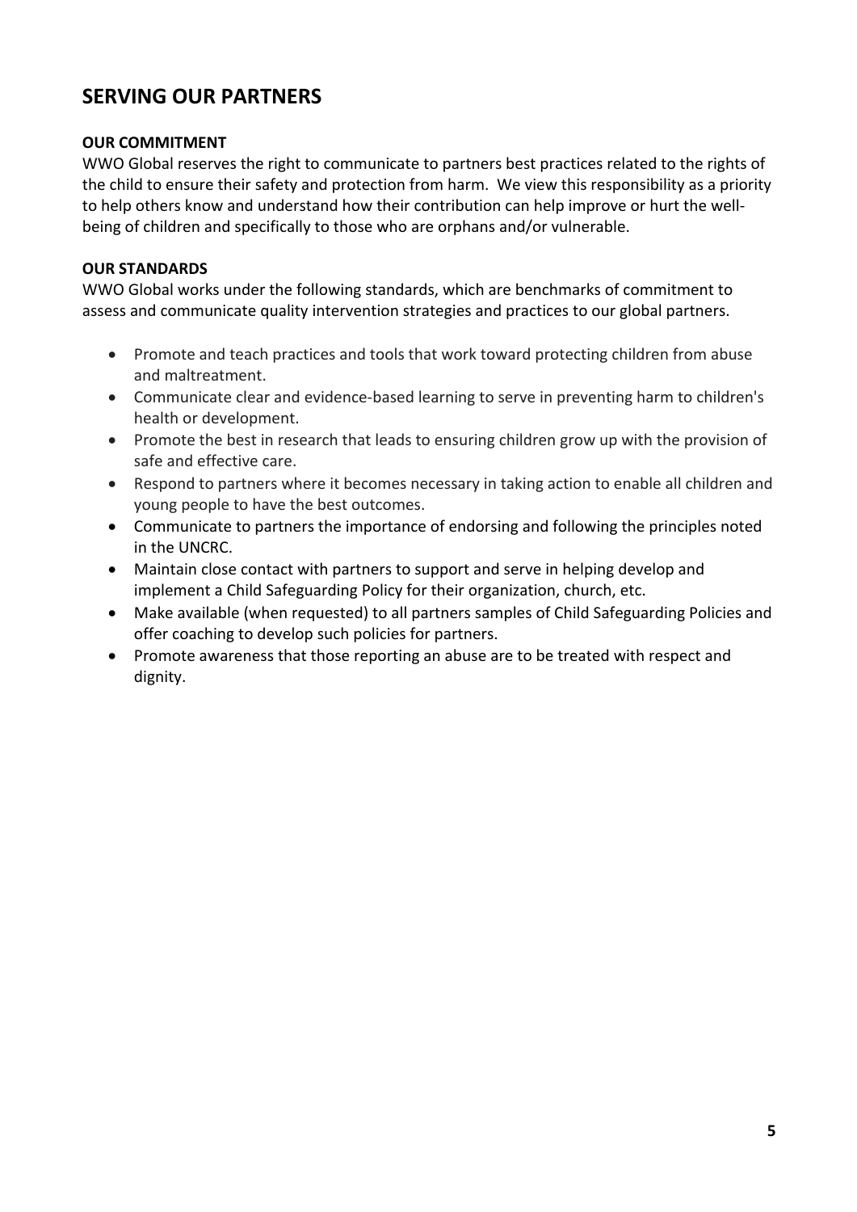## SERVING OUR PARTNERS

**OUR COMMITMENT**

WWO Global reserves the right to communicate to partners best practices related to the rights of the child to ensure their safety and protection from harm. We view this responsibility as a priority to help others know and understand how their contribution can help improve or hurt the well-being of children and specifically to those who are orphans and/or vulnerable.

**OUR STANDARDS**

WWO Global works under the following standards, which are benchmarks of commitment to assess and communicate quality intervention strategies and practices to our global partners.

- Promote and teach practices and tools that work toward protecting children from abuse and maltreatment.
- Communicate clear and evidence-based learning to serve in preventing harm to children's health or development.
- Promote the best in research that leads to ensuring children grow up with the provision of safe and effective care.
- Respond to partners where it becomes necessary in taking action to enable all children and young people to have the best outcomes.
- Communicate to partners the importance of endorsing and following the principles noted in the UNCRC.
- Maintain close contact with partners to support and serve in helping develop and implement a Child Safeguarding Policy for their organization, church, etc.
- Make available (when requested) to all partners samples of Child Safeguarding Policies and offer coaching to develop such policies for partners.
- Promote awareness that those reporting an abuse are to be treated with respect and dignity.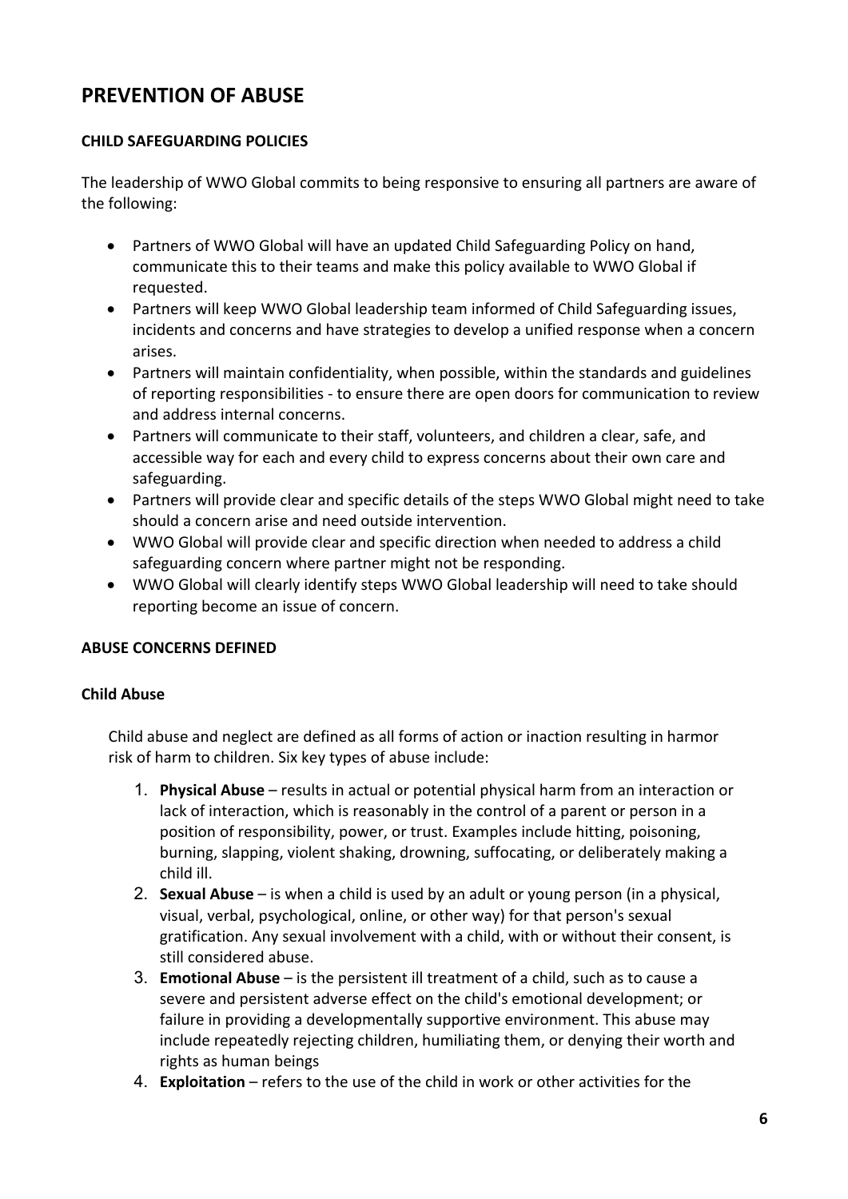## PREVENTION OF ABUSE

### CHILD SAFEGUARDING POLICIES

The leadership of WWO Global commits to being responsive to ensuring all partners are aware of the following:

- Partners of WWO Global will have an updated Child Safeguarding Policy on hand, communicate this to their teams and make this policy available to WWO Global if requested.
- Partners will keep WWO Global leadership team informed of Child Safeguarding issues, incidents and concerns and have strategies to develop a unified response when a concern arises.
- Partners will maintain confidentiality, when possible, within the standards and guidelines of reporting responsibilities - to ensure there are open doors for communication to review and address internal concerns.
- Partners will communicate to their staff, volunteers, and children a clear, safe, and accessible way for each and every child to express concerns about their own care and safeguarding.
- Partners will provide clear and specific details of the steps WWO Global might need to take should a concern arise and need outside intervention.
- WWO Global will provide clear and specific direction when needed to address a child safeguarding concern where partner might not be responding.
- WWO Global will clearly identify steps WWO Global leadership will need to take should reporting become an issue of concern.

### ABUSE CONCERNS DEFINED

#### Child Abuse

Child abuse and neglect are defined as all forms of action or inaction resulting in harmor risk of harm to children. Six key types of abuse include:

1. **Physical Abuse** – results in actual or potential physical harm from an interaction or lack of interaction, which is reasonably in the control of a parent or person in a position of responsibility, power, or trust. Examples include hitting, poisoning, burning, slapping, violent shaking, drowning, suffocating, or deliberately making a child ill.
2. **Sexual Abuse** – is when a child is used by an adult or young person (in a physical, visual, verbal, psychological, online, or other way) for that person's sexual gratification. Any sexual involvement with a child, with or without their consent, is still considered abuse.
3. **Emotional Abuse** – is the persistent ill treatment of a child, such as to cause a severe and persistent adverse effect on the child's emotional development; or failure in providing a developmentally supportive environment. This abuse may include repeatedly rejecting children, humiliating them, or denying their worth and rights as human beings
4. **Exploitation** – refers to the use of the child in work or other activities for the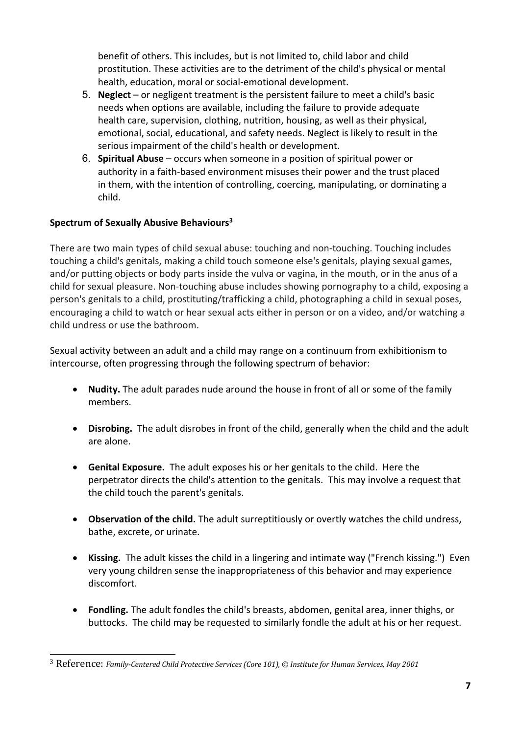benefit of others. This includes, but is not limited to, child labor and child prostitution. These activities are to the detriment of the child's physical or mental health, education, moral or social-emotional development.

5. **Neglect** – or negligent treatment is the persistent failure to meet a child's basic needs when options are available, including the failure to provide adequate health care, supervision, clothing, nutrition, housing, as well as their physical, emotional, social, educational, and safety needs. Neglect is likely to result in the serious impairment of the child's health or development.
6. **Spiritual Abuse** – occurs when someone in a position of spiritual power or authority in a faith-based environment misuses their power and the trust placed in them, with the intention of controlling, coercing, manipulating, or dominating a child.

**Spectrum of Sexually Abusive Behaviours[3]**

There are two main types of child sexual abuse: touching and non-touching. Touching includes touching a child's genitals, making a child touch someone else's genitals, playing sexual games, and/or putting objects or body parts inside the vulva or vagina, in the mouth, or in the anus of a child for sexual pleasure. Non-touching abuse includes showing pornography to a child, exposing a person's genitals to a child, prostituting/trafficking a child, photographing a child in sexual poses, encouraging a child to watch or hear sexual acts either in person or on a video, and/or watching a child undress or use the bathroom.

Sexual activity between an adult and a child may range on a continuum from exhibitionism to intercourse, often progressing through the following spectrum of behavior:

- **Nudity.** The adult parades nude around the house in front of all or some of the family members.
- **Disrobing.** The adult disrobes in front of the child, generally when the child and the adult are alone.
- **Genital Exposure.** The adult exposes his or her genitals to the child. Here the perpetrator directs the child's attention to the genitals. This may involve a request that the child touch the parent's genitals.
- **Observation of the child.** The adult surreptitiously or overtly watches the child undress, bathe, excrete, or urinate.
- **Kissing.** The adult kisses the child in a lingering and intimate way ("French kissing.") Even very young children sense the inappropriateness of this behavior and may experience discomfort.
- **Fondling.** The adult fondles the child's breasts, abdomen, genital area, inner thighs, or buttocks. The child may be requested to similarly fondle the adult at his or her request.

---

[3] Reference: *Family-Centered Child Protective Services (Core 101), © Institute for Human Services, May 2001*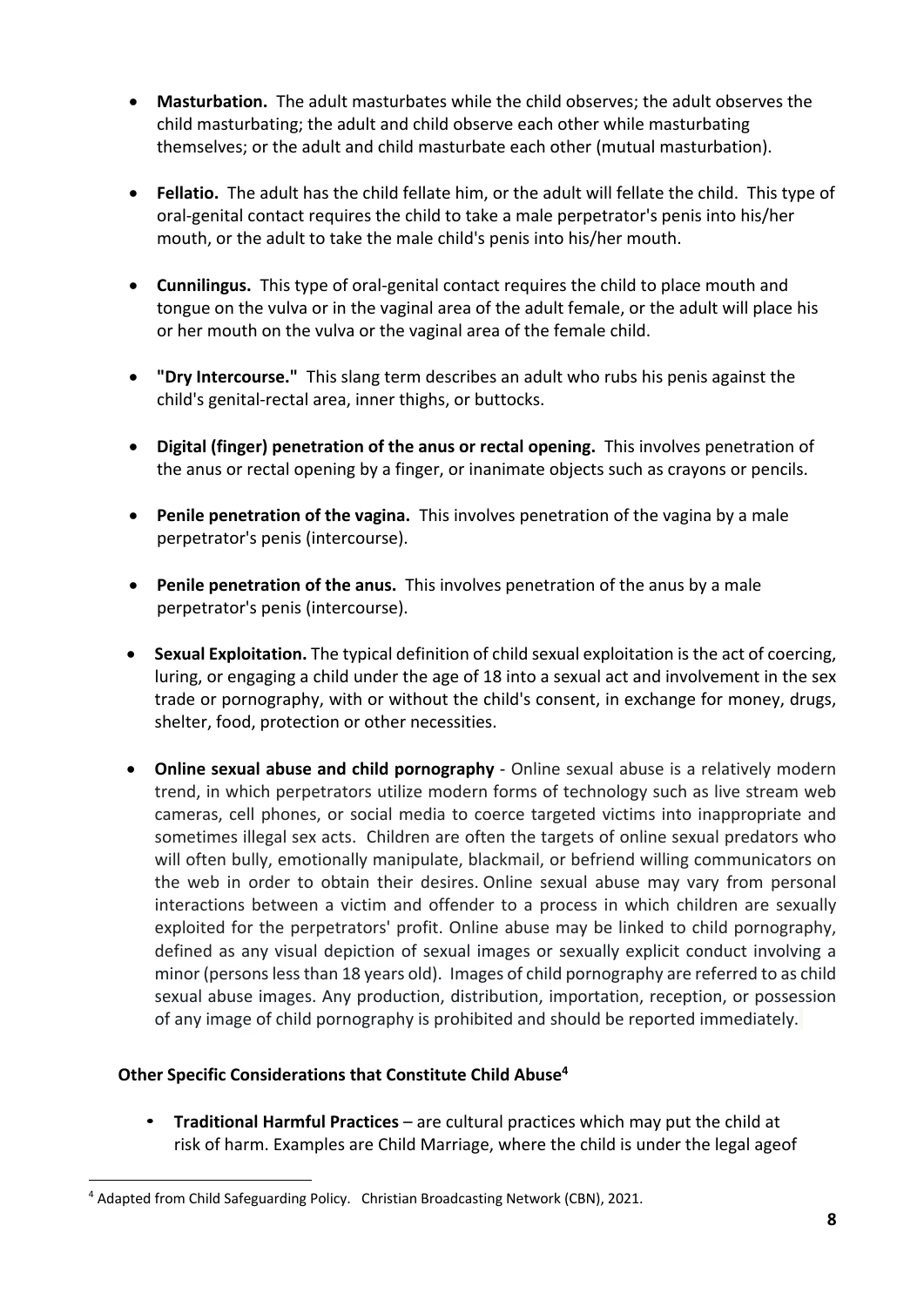- **Masturbation.** The adult masturbates while the child observes; the adult observes the child masturbating; the adult and child observe each other while masturbating themselves; or the adult and child masturbate each other (mutual masturbation).

- **Fellatio.** The adult has the child fellate him, or the adult will fellate the child. This type of oral-genital contact requires the child to take a male perpetrator's penis into his/her mouth, or the adult to take the male child's penis into his/her mouth.

- **Cunnilingus.** This type of oral-genital contact requires the child to place mouth and tongue on the vulva or in the vaginal area of the adult female, or the adult will place his or her mouth on the vulva or the vaginal area of the female child.

- **"Dry Intercourse."** This slang term describes an adult who rubs his penis against the child's genital-rectal area, inner thighs, or buttocks.

- **Digital (finger) penetration of the anus or rectal opening.** This involves penetration of the anus or rectal opening by a finger, or inanimate objects such as crayons or pencils.

- **Penile penetration of the vagina.** This involves penetration of the vagina by a male perpetrator's penis (intercourse).

- **Penile penetration of the anus.** This involves penetration of the anus by a male perpetrator's penis (intercourse).

- **Sexual Exploitation.** The typical definition of child sexual exploitation is the act of coercing, luring, or engaging a child under the age of 18 into a sexual act and involvement in the sex trade or pornography, with or without the child's consent, in exchange for money, drugs, shelter, food, protection or other necessities.

- **Online sexual abuse and child pornography** - Online sexual abuse is a relatively modern trend, in which perpetrators utilize modern forms of technology such as live stream web cameras, cell phones, or social media to coerce targeted victims into inappropriate and sometimes illegal sex acts. Children are often the targets of online sexual predators who will often bully, emotionally manipulate, blackmail, or befriend willing communicators on the web in order to obtain their desires. Online sexual abuse may vary from personal interactions between a victim and offender to a process in which children are sexually exploited for the perpetrators' profit. Online abuse may be linked to child pornography, defined as any visual depiction of sexual images or sexually explicit conduct involving a minor (persons less than 18 years old). Images of child pornography are referred to as child sexual abuse images. Any production, distribution, importation, reception, or possession of any image of child pornography is prohibited and should be reported immediately.

**Other Specific Considerations that Constitute Child Abuse[4]**

- **Traditional Harmful Practices** – are cultural practices which may put the child at risk of harm. Examples are Child Marriage, where the child is under the legal ageof

[4] Adapted from Child Safeguarding Policy. Christian Broadcasting Network (CBN), 2021.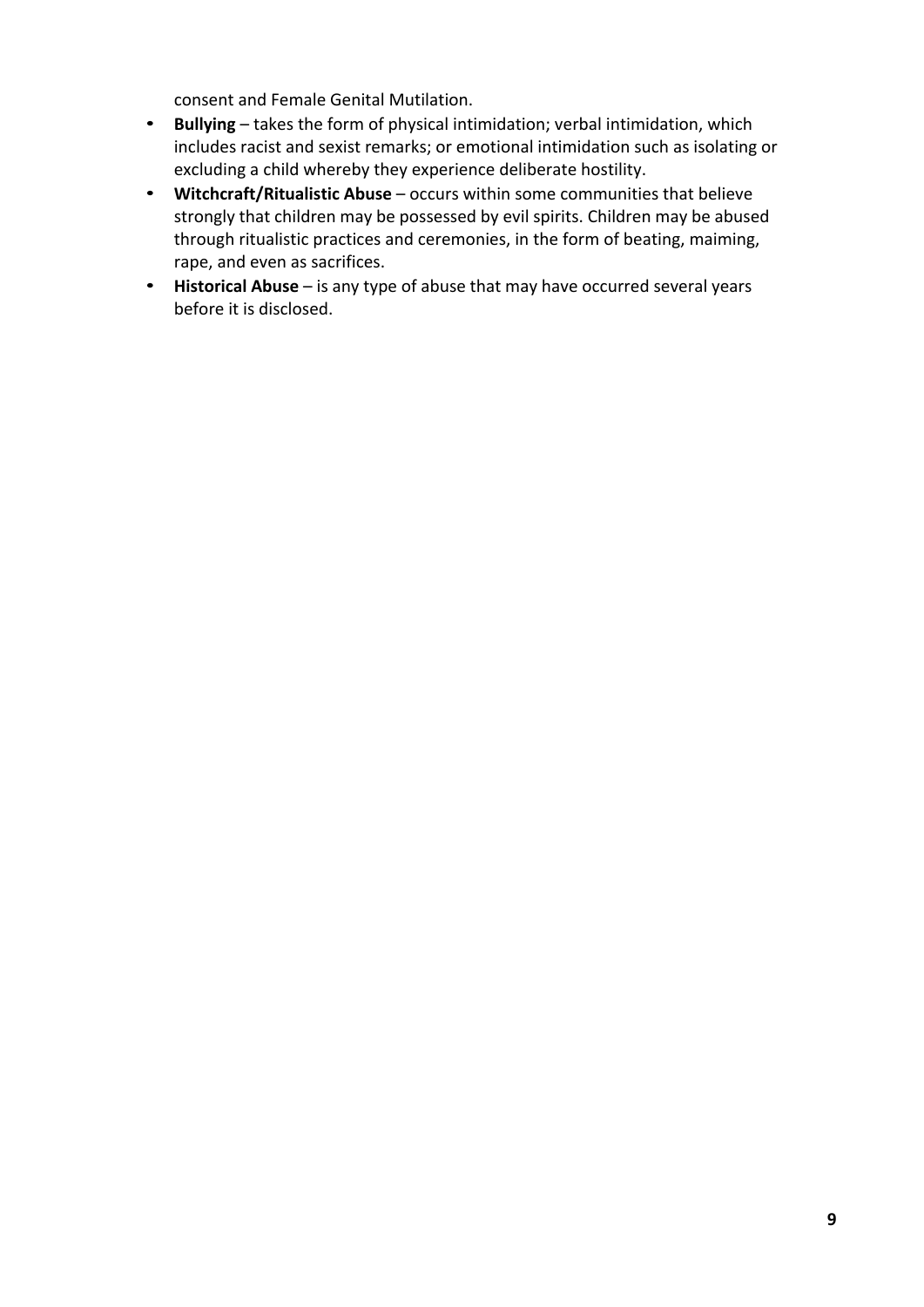consent and Female Genital Mutilation.

- **Bullying** – takes the form of physical intimidation; verbal intimidation, which includes racist and sexist remarks; or emotional intimidation such as isolating or excluding a child whereby they experience deliberate hostility.
- **Witchcraft/Ritualistic Abuse** – occurs within some communities that believe strongly that children may be possessed by evil spirits. Children may be abused through ritualistic practices and ceremonies, in the form of beating, maiming, rape, and even as sacrifices.
- **Historical Abuse** – is any type of abuse that may have occurred several years before it is disclosed.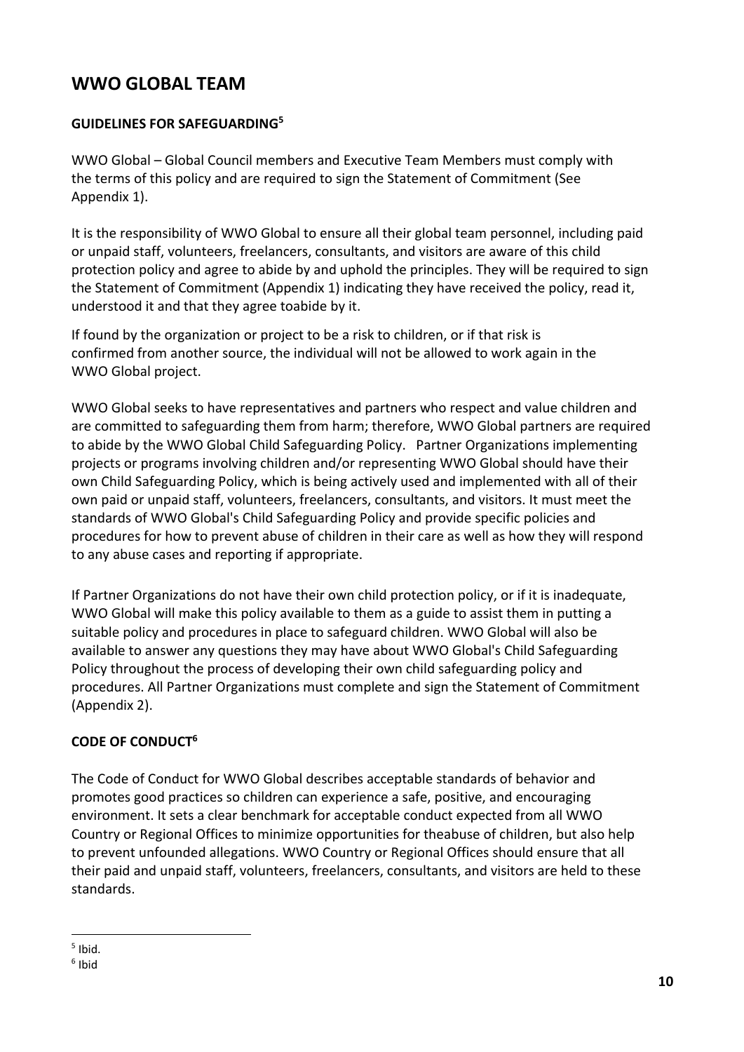# WWO GLOBAL TEAM

**GUIDELINES FOR SAFEGUARDING[5]**

WWO Global – Global Council members and Executive Team Members must comply with the terms of this policy and are required to sign the Statement of Commitment (See Appendix 1).

It is the responsibility of WWO Global to ensure all their global team personnel, including paid or unpaid staff, volunteers, freelancers, consultants, and visitors are aware of this child protection policy and agree to abide by and uphold the principles. They will be required to sign the Statement of Commitment (Appendix 1) indicating they have received the policy, read it, understood it and that they agree toabide by it.

If found by the organization or project to be a risk to children, or if that risk is confirmed from another source, the individual will not be allowed to work again in the WWO Global project.

WWO Global seeks to have representatives and partners who respect and value children and are committed to safeguarding them from harm; therefore, WWO Global partners are required to abide by the WWO Global Child Safeguarding Policy. Partner Organizations implementing projects or programs involving children and/or representing WWO Global should have their own Child Safeguarding Policy, which is being actively used and implemented with all of their own paid or unpaid staff, volunteers, freelancers, consultants, and visitors. It must meet the standards of WWO Global's Child Safeguarding Policy and provide specific policies and procedures for how to prevent abuse of children in their care as well as how they will respond to any abuse cases and reporting if appropriate.

If Partner Organizations do not have their own child protection policy, or if it is inadequate, WWO Global will make this policy available to them as a guide to assist them in putting a suitable policy and procedures in place to safeguard children. WWO Global will also be available to answer any questions they may have about WWO Global's Child Safeguarding Policy throughout the process of developing their own child safeguarding policy and procedures. All Partner Organizations must complete and sign the Statement of Commitment (Appendix 2).

**CODE OF CONDUCT[6]**

The Code of Conduct for WWO Global describes acceptable standards of behavior and promotes good practices so children can experience a safe, positive, and encouraging environment. It sets a clear benchmark for acceptable conduct expected from all WWO Country or Regional Offices to minimize opportunities for theabuse of children, but also help to prevent unfounded allegations. WWO Country or Regional Offices should ensure that all their paid and unpaid staff, volunteers, freelancers, consultants, and visitors are held to these standards.

---

[5] Ibid.

[6] Ibid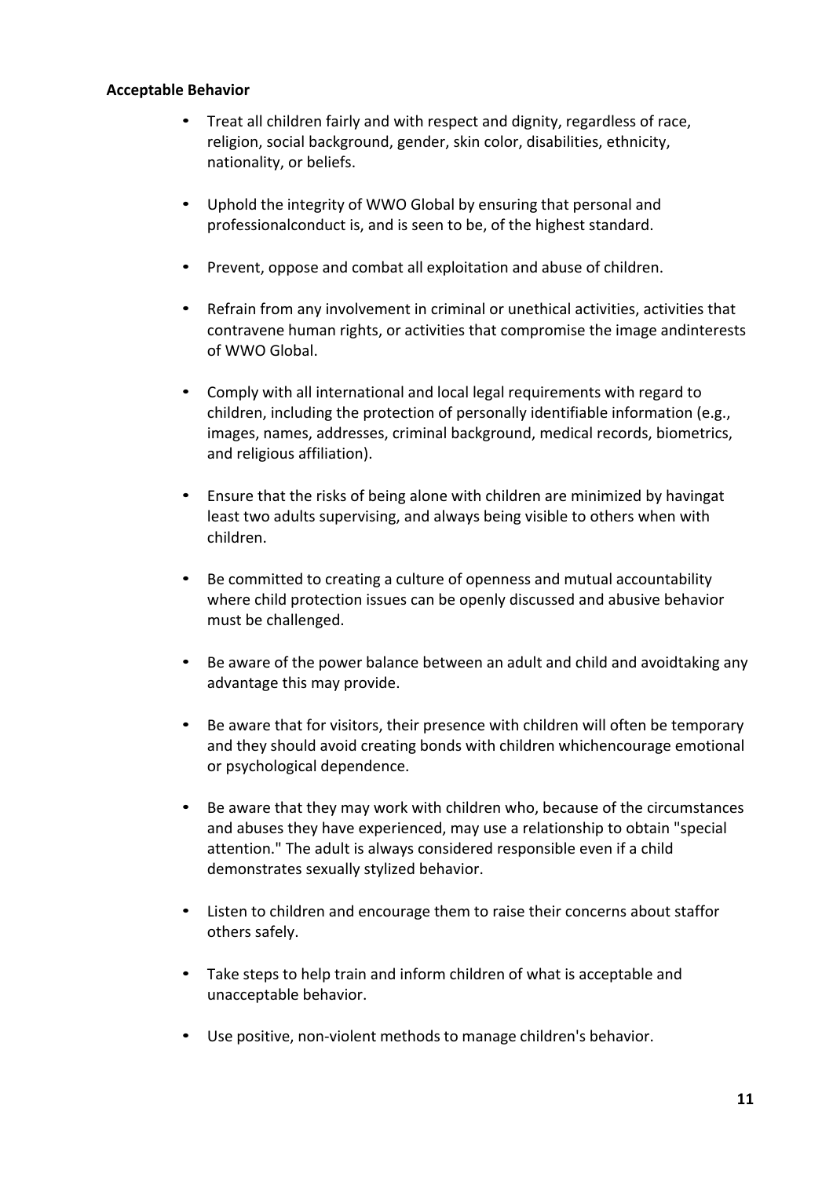**Acceptable Behavior**

- Treat all children fairly and with respect and dignity, regardless of race, religion, social background, gender, skin color, disabilities, ethnicity, nationality, or beliefs.

- Uphold the integrity of WWO Global by ensuring that personal and professionalconduct is, and is seen to be, of the highest standard.

- Prevent, oppose and combat all exploitation and abuse of children.

- Refrain from any involvement in criminal or unethical activities, activities that contravene human rights, or activities that compromise the image andinterests of WWO Global.

- Comply with all international and local legal requirements with regard to children, including the protection of personally identifiable information (e.g., images, names, addresses, criminal background, medical records, biometrics, and religious affiliation).

- Ensure that the risks of being alone with children are minimized by havingat least two adults supervising, and always being visible to others when with children.

- Be committed to creating a culture of openness and mutual accountability where child protection issues can be openly discussed and abusive behavior must be challenged.

- Be aware of the power balance between an adult and child and avoidtaking any advantage this may provide.

- Be aware that for visitors, their presence with children will often be temporary and they should avoid creating bonds with children whichencourage emotional or psychological dependence.

- Be aware that they may work with children who, because of the circumstances and abuses they have experienced, may use a relationship to obtain "special attention." The adult is always considered responsible even if a child demonstrates sexually stylized behavior.

- Listen to children and encourage them to raise their concerns about staffor others safely.

- Take steps to help train and inform children of what is acceptable and unacceptable behavior.

- Use positive, non-violent methods to manage children's behavior.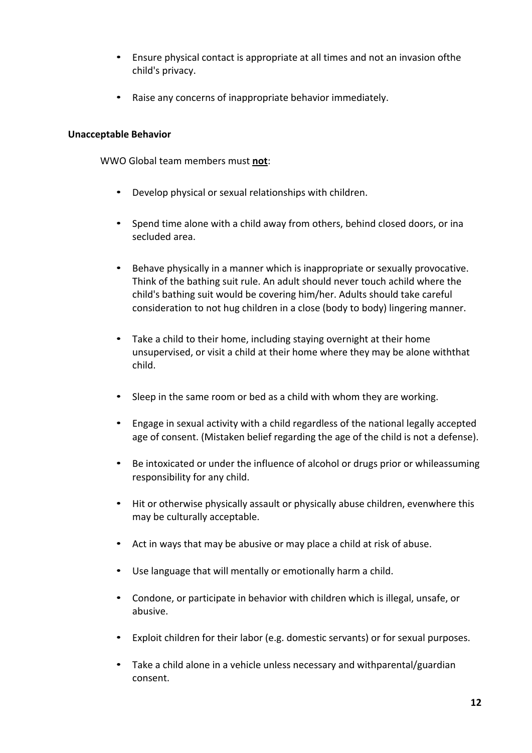- Ensure physical contact is appropriate at all times and not an invasion ofthe child's privacy.
- Raise any concerns of inappropriate behavior immediately.

**Unacceptable Behavior**

WWO Global team members must **not**:

- Develop physical or sexual relationships with children.
- Spend time alone with a child away from others, behind closed doors, or ina secluded area.
- Behave physically in a manner which is inappropriate or sexually provocative. Think of the bathing suit rule. An adult should never touch achild where the child's bathing suit would be covering him/her. Adults should take careful consideration to not hug children in a close (body to body) lingering manner.
- Take a child to their home, including staying overnight at their home unsupervised, or visit a child at their home where they may be alone withthat child.
- Sleep in the same room or bed as a child with whom they are working.
- Engage in sexual activity with a child regardless of the national legally accepted age of consent. (Mistaken belief regarding the age of the child is not a defense).
- Be intoxicated or under the influence of alcohol or drugs prior or whileassuming responsibility for any child.
- Hit or otherwise physically assault or physically abuse children, evenwhere this may be culturally acceptable.
- Act in ways that may be abusive or may place a child at risk of abuse.
- Use language that will mentally or emotionally harm a child.
- Condone, or participate in behavior with children which is illegal, unsafe, or abusive.
- Exploit children for their labor (e.g. domestic servants) or for sexual purposes.
- Take a child alone in a vehicle unless necessary and withparental/guardian consent.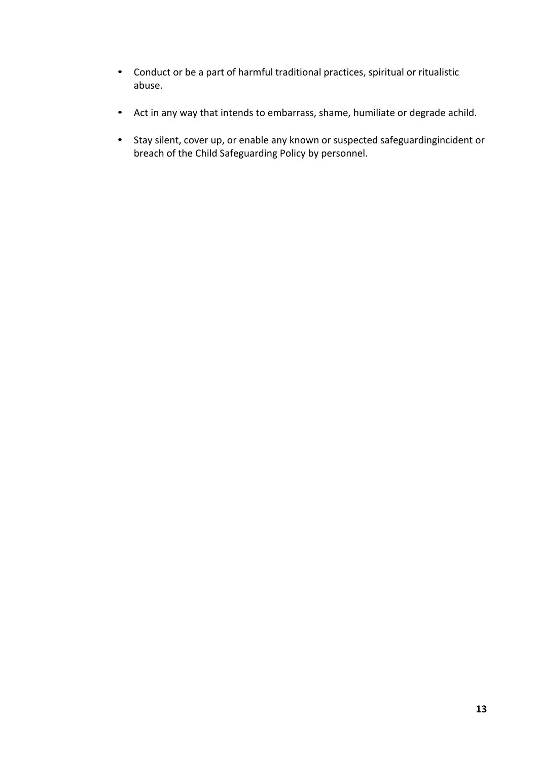- Conduct or be a part of harmful traditional practices, spiritual or ritualistic abuse.
- Act in any way that intends to embarrass, shame, humiliate or degrade achild.
- Stay silent, cover up, or enable any known or suspected safeguardingincident or breach of the Child Safeguarding Policy by personnel.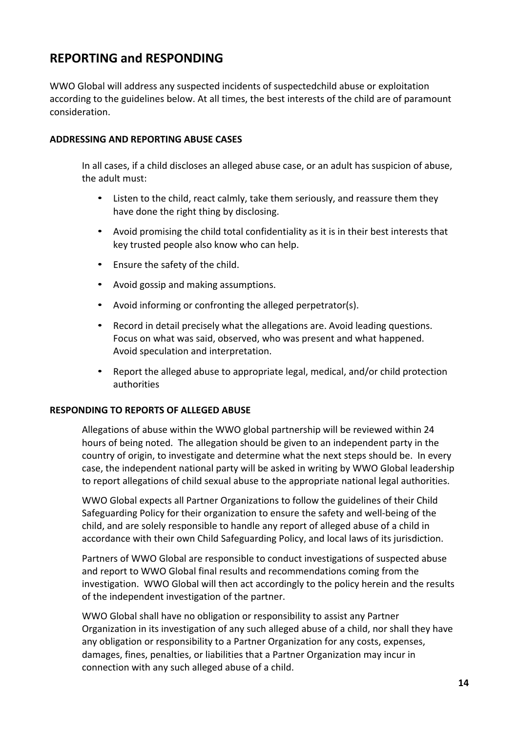## REPORTING and RESPONDING

WWO Global will address any suspected incidents of suspectedchild abuse or exploitation according to the guidelines below. At all times, the best interests of the child are of paramount consideration.

#### ADDRESSING AND REPORTING ABUSE CASES

In all cases, if a child discloses an alleged abuse case, or an adult has suspicion of abuse, the adult must:

- Listen to the child, react calmly, take them seriously, and reassure them they have done the right thing by disclosing.
- Avoid promising the child total confidentiality as it is in their best interests that key trusted people also know who can help.
- Ensure the safety of the child.
- Avoid gossip and making assumptions.
- Avoid informing or confronting the alleged perpetrator(s).
- Record in detail precisely what the allegations are. Avoid leading questions. Focus on what was said, observed, who was present and what happened. Avoid speculation and interpretation.
- Report the alleged abuse to appropriate legal, medical, and/or child protection authorities

#### RESPONDING TO REPORTS OF ALLEGED ABUSE

Allegations of abuse within the WWO global partnership will be reviewed within 24 hours of being noted. The allegation should be given to an independent party in the country of origin, to investigate and determine what the next steps should be. In every case, the independent national party will be asked in writing by WWO Global leadership to report allegations of child sexual abuse to the appropriate national legal authorities.

WWO Global expects all Partner Organizations to follow the guidelines of their Child Safeguarding Policy for their organization to ensure the safety and well-being of the child, and are solely responsible to handle any report of alleged abuse of a child in accordance with their own Child Safeguarding Policy, and local laws of its jurisdiction.

Partners of WWO Global are responsible to conduct investigations of suspected abuse and report to WWO Global final results and recommendations coming from the investigation. WWO Global will then act accordingly to the policy herein and the results of the independent investigation of the partner.

WWO Global shall have no obligation or responsibility to assist any Partner Organization in its investigation of any such alleged abuse of a child, nor shall they have any obligation or responsibility to a Partner Organization for any costs, expenses, damages, fines, penalties, or liabilities that a Partner Organization may incur in connection with any such alleged abuse of a child.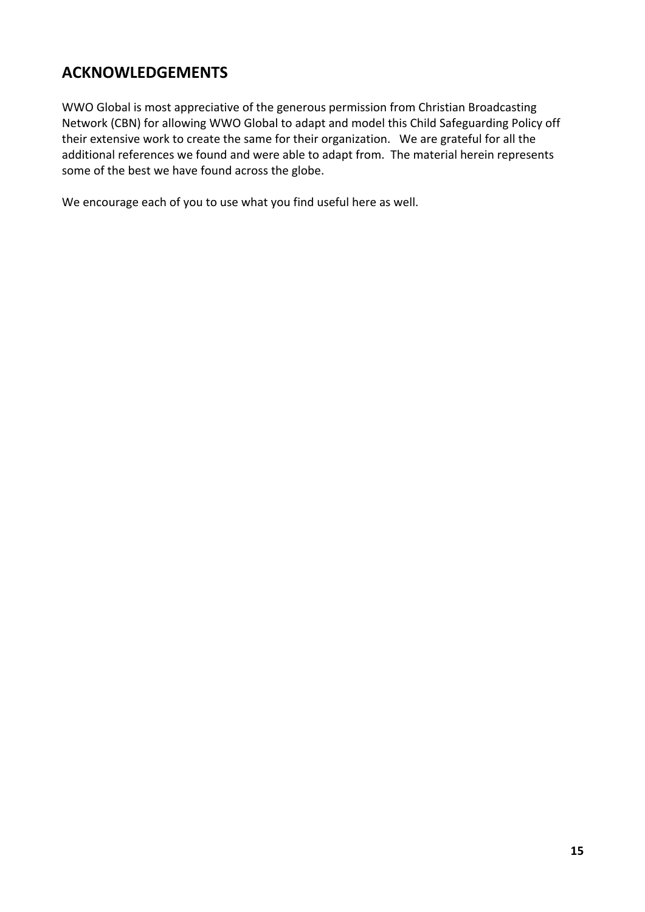## ACKNOWLEDGEMENTS

WWO Global is most appreciative of the generous permission from Christian Broadcasting Network (CBN) for allowing WWO Global to adapt and model this Child Safeguarding Policy off their extensive work to create the same for their organization. We are grateful for all the additional references we found and were able to adapt from. The material herein represents some of the best we have found across the globe.

We encourage each of you to use what you find useful here as well.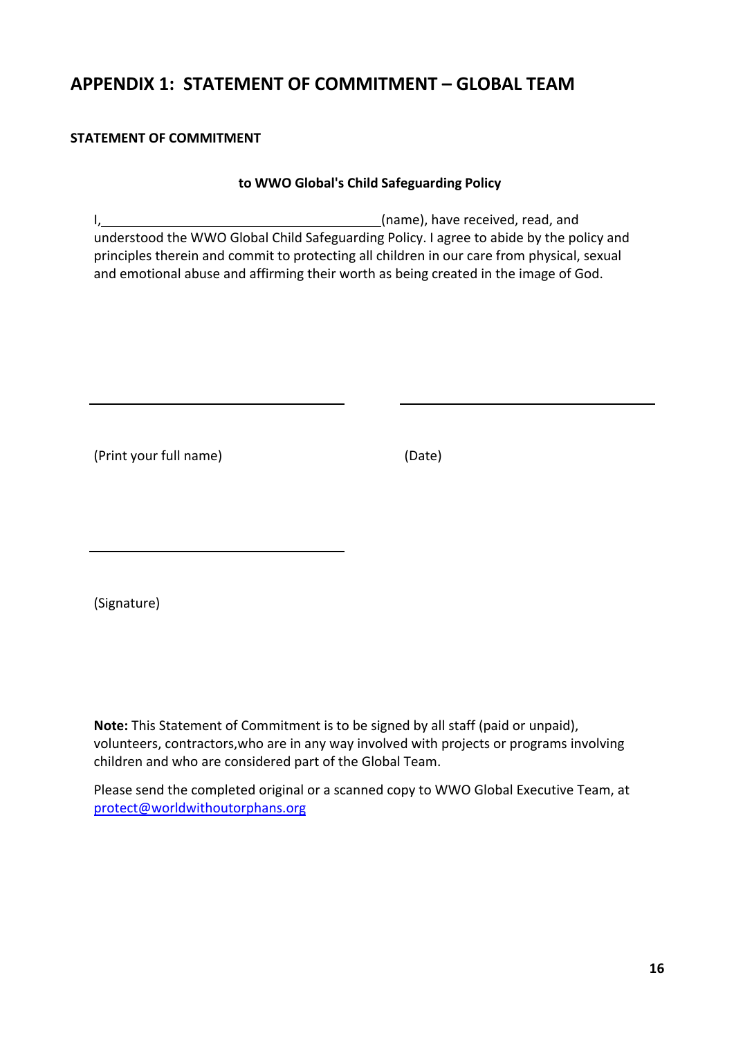## APPENDIX 1: STATEMENT OF COMMITMENT – GLOBAL TEAM

**STATEMENT OF COMMITMENT**

**to WWO Global's Child Safeguarding Policy**

I,\_\_\_\_\_\_\_\_\_\_\_\_\_\_\_\_\_\_\_\_\_\_\_\_\_\_\_\_\_\_\_\_\_\_\_\_\_\_(name), have received, read, and understood the WWO Global Child Safeguarding Policy. I agree to abide by the policy and principles therein and commit to protecting all children in our care from physical, sexual and emotional abuse and affirming their worth as being created in the image of God.

\_\_\_\_\_\_\_\_\_\_\_\_\_\_\_\_\_\_\_\_\_\_\_\_\_\_\_\_\_\_\_\_\_\_ \_\_\_\_\_\_\_\_\_\_\_\_\_\_\_\_\_\_\_\_\_\_\_\_\_\_\_\_\_\_\_\_\_\_

(Print your full name) (Date)

\_\_\_\_\_\_\_\_\_\_\_\_\_\_\_\_\_\_\_\_\_\_\_\_\_\_\_\_\_\_\_\_\_\_

(Signature)

**Note:** This Statement of Commitment is to be signed by all staff (paid or unpaid), volunteers, contractors,who are in any way involved with projects or programs involving children and who are considered part of the Global Team.

Please send the completed original or a scanned copy to WWO Global Executive Team, at protect@worldwithoutorphans.org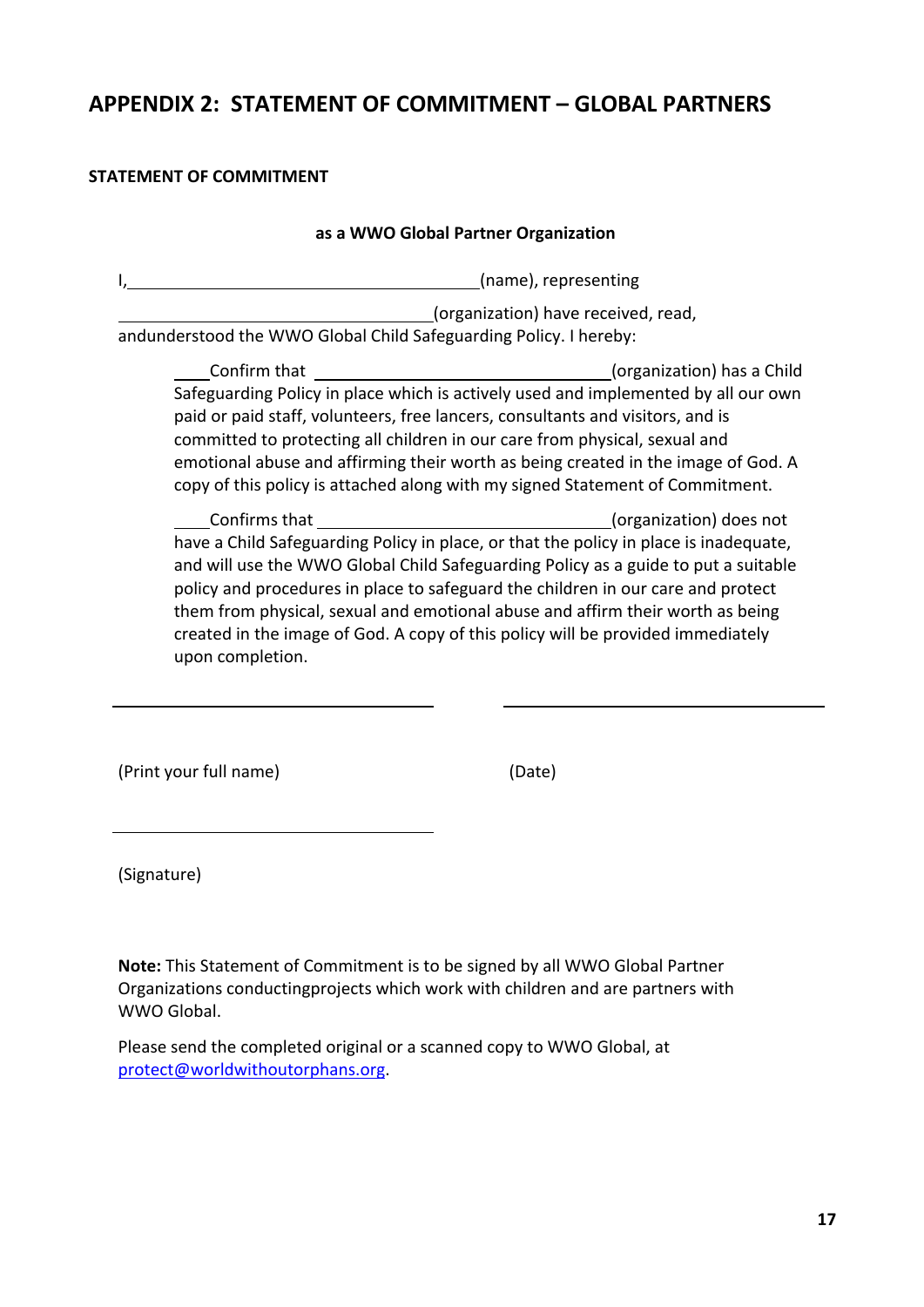## APPENDIX 2: STATEMENT OF COMMITMENT – GLOBAL PARTNERS

**STATEMENT OF COMMITMENT**

**as a WWO Global Partner Organization**

I,\_\_\_\_\_\_\_\_\_\_\_\_\_\_\_\_\_\_\_\_\_\_\_\_\_\_\_\_\_\_\_\_\_\_\_\_(name), representing

\_\_\_\_\_\_\_\_\_\_\_\_\_\_\_\_\_\_\_\_\_\_\_\_\_\_\_\_\_\_\_\_(organization) have received, read, andunderstood the WWO Global Child Safeguarding Policy. I hereby:

\_\_\_\_Confirm that \_\_\_\_\_\_\_\_\_\_\_\_\_\_\_\_\_\_\_\_\_\_\_\_\_\_\_\_\_\_(organization) has a Child Safeguarding Policy in place which is actively used and implemented by all our own paid or paid staff, volunteers, free lancers, consultants and visitors, and is committed to protecting all children in our care from physical, sexual and emotional abuse and affirming their worth as being created in the image of God. A copy of this policy is attached along with my signed Statement of Commitment.

\_\_\_\_Confirms that \_\_\_\_\_\_\_\_\_\_\_\_\_\_\_\_\_\_\_\_\_\_\_\_\_\_\_\_\_\_(organization) does not have a Child Safeguarding Policy in place, or that the policy in place is inadequate, and will use the WWO Global Child Safeguarding Policy as a guide to put a suitable policy and procedures in place to safeguard the children in our care and protect them from physical, sexual and emotional abuse and affirm their worth as being created in the image of God. A copy of this policy will be provided immediately upon completion.

\_\_\_\_\_\_\_\_\_\_\_\_\_\_\_\_\_\_\_\_\_\_\_\_\_\_\_\_\_\_ \_\_\_\_\_\_\_\_\_\_\_\_\_\_\_\_\_\_\_\_\_\_\_\_\_\_\_\_\_\_

(Print your full name) (Date)

\_\_\_\_\_\_\_\_\_\_\_\_\_\_\_\_\_\_\_\_\_\_\_\_\_\_\_\_\_\_

(Signature)

**Note:** This Statement of Commitment is to be signed by all WWO Global Partner Organizations conductingprojects which work with children and are partners with WWO Global.

Please send the completed original or a scanned copy to WWO Global, at protect@worldwithoutorphans.org.